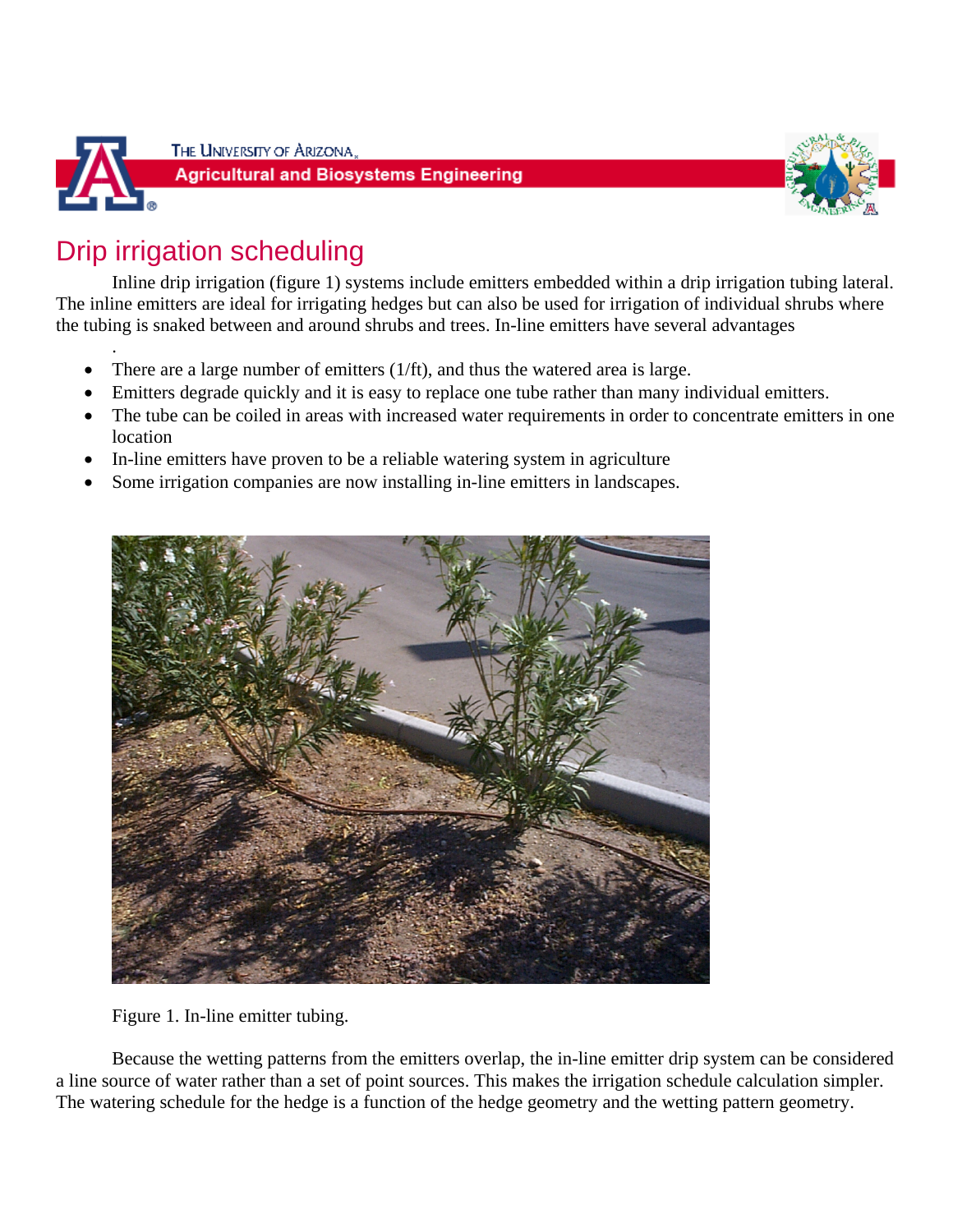The University of Arizona
Agricultural and Biosystems Engineering

# Drip irrigation scheduling

Inline drip irrigation (figure 1) systems include emitters embedded within a drip irrigation tubing lateral. The inline emitters are ideal for irrigating hedges but can also be used for irrigation of individual shrubs where the tubing is snaked between and around shrubs and trees. In-line emitters have several advantages

.

- There are a large number of emitters (1/ft), and thus the watered area is large.
- Emitters degrade quickly and it is easy to replace one tube rather than many individual emitters.
- The tube can be coiled in areas with increased water requirements in order to concentrate emitters in one location
- In-line emitters have proven to be a reliable watering system in agriculture
- Some irrigation companies are now installing in-line emitters in landscapes.

Figure 1. In-line emitter tubing.

Because the wetting patterns from the emitters overlap, the in-line emitter drip system can be considered a line source of water rather than a set of point sources. This makes the irrigation schedule calculation simpler. The watering schedule for the hedge is a function of the hedge geometry and the wetting pattern geometry.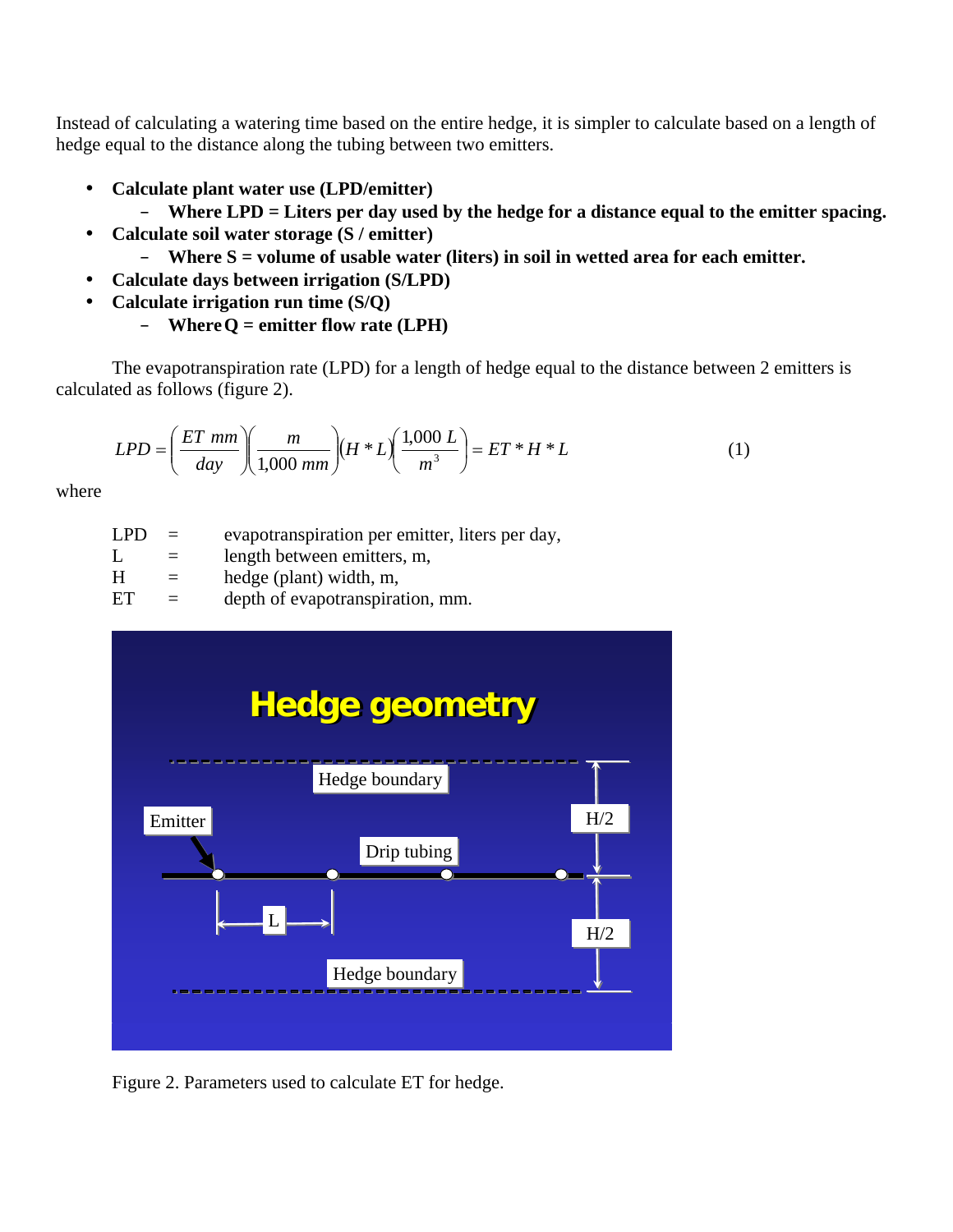Instead of calculating a watering time based on the entire hedge, it is simpler to calculate based on a length of hedge equal to the distance along the tubing between two emitters.

- **Calculate plant water use (LPD/emitter)**
  - **Where LPD = Liters per day used by the hedge for a distance equal to the emitter spacing.**
- **Calculate soil water storage (S / emitter)**
  - **Where S = volume of usable water (liters) in soil in wetted area for each emitter.**
- **Calculate days between irrigation (S/LPD)**
- **Calculate irrigation run time (S/Q)**
  - **Where Q = emitter flow rate (LPH)**

The evapotranspiration rate (LPD) for a length of hedge equal to the distance between 2 emitters is calculated as follows (figure 2).

$$LPD = \left(\frac{ET\ mm}{day}\right)\left(\frac{m}{1{,}000\ mm}\right)(H * L)\left(\frac{1{,}000\ L}{m^3}\right) = ET * H * L \qquad (1)$$

where

| | | |
|---|---|---|
| LPD | = | evapotranspiration per emitter, liters per day, |
| L | = | length between emitters, m, |
| H | = | hedge (plant) width, m, |
| ET | = | depth of evapotranspiration, mm. |

Figure 2. Parameters used to calculate ET for hedge.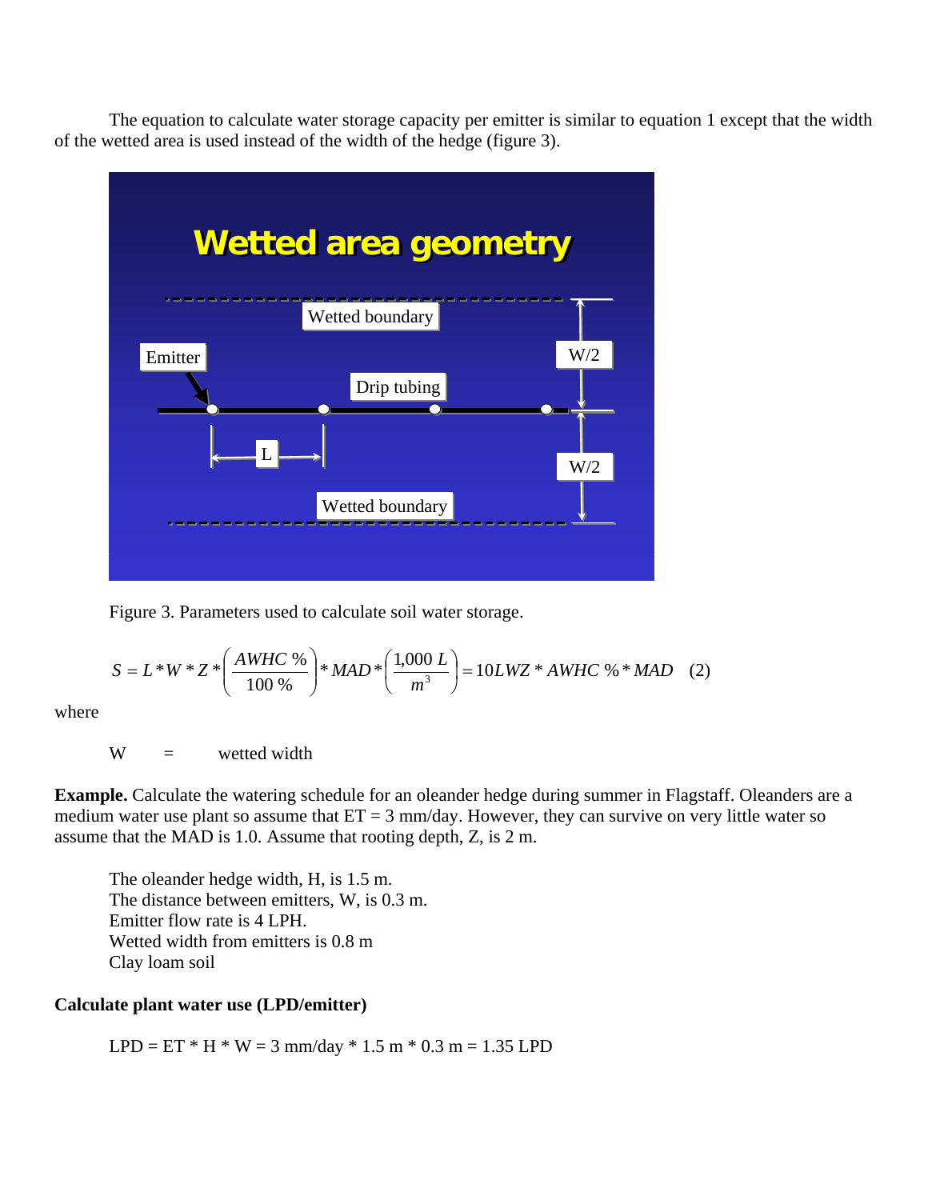The equation to calculate water storage capacity per emitter is similar to equation 1 except that the width of the wetted area is used instead of the width of the hedge (figure 3).

Figure 3. Parameters used to calculate soil water storage.

$$S = L * W * Z * \left(\frac{AWHC\ \%}{100\ \%}\right) * MAD * \left(\frac{1{,}000\ L}{m^3}\right) = 10LWZ * AWHC\ \% * MAD \quad (2)$$

where

W = wetted width

**Example.** Calculate the watering schedule for an oleander hedge during summer in Flagstaff. Oleanders are a medium water use plant so assume that ET = 3 mm/day. However, they can survive on very little water so assume that the MAD is 1.0. Assume that rooting depth, Z, is 2 m.

The oleander hedge width, H, is 1.5 m.
The distance between emitters, W, is 0.3 m.
Emitter flow rate is 4 LPH.
Wetted width from emitters is 0.8 m
Clay loam soil

**Calculate plant water use (LPD/emitter)**

LPD = ET * H * W = 3 mm/day * 1.5 m * 0.3 m = 1.35 LPD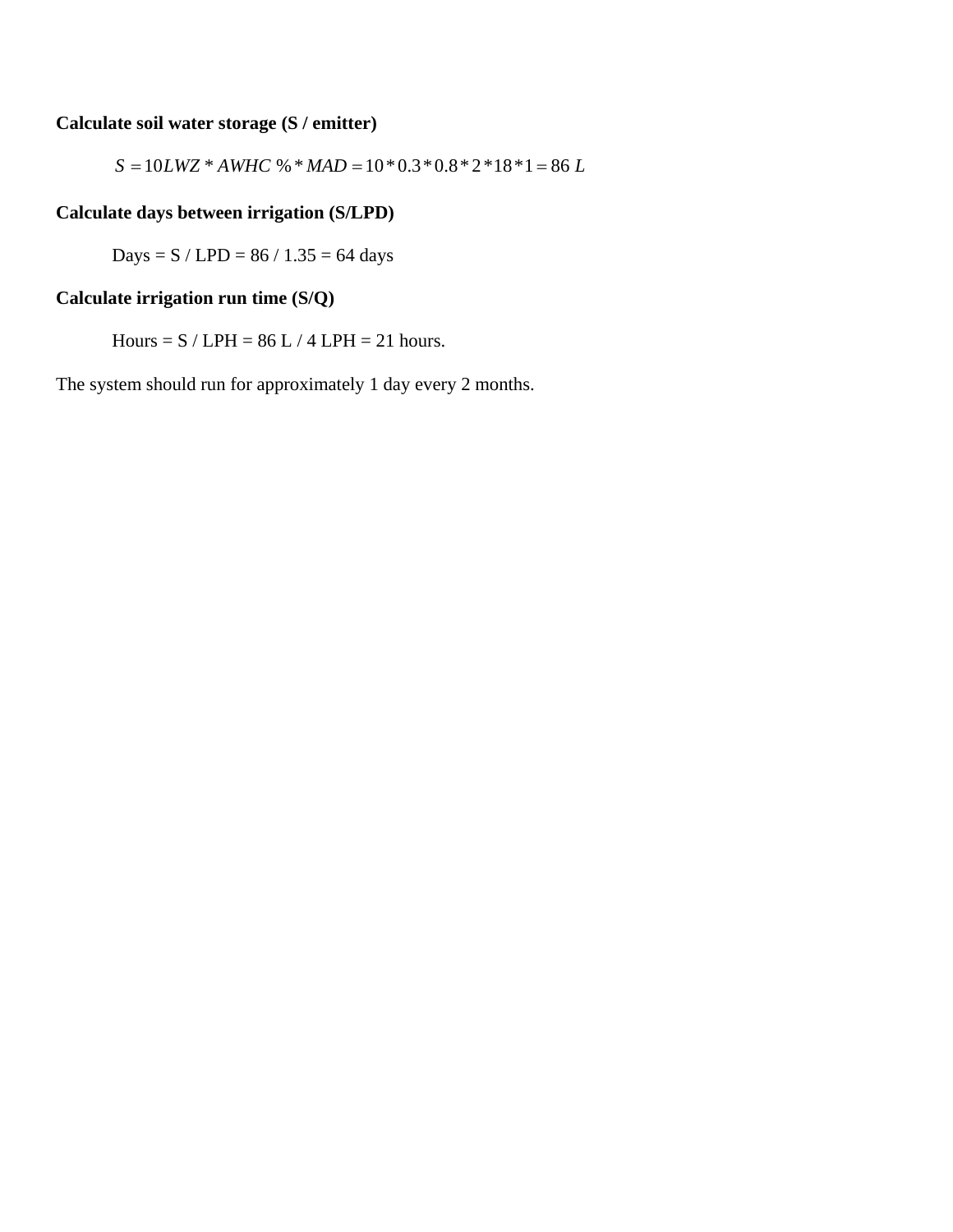**Calculate soil water storage (S / emitter)**

$$S = 10LWZ * AWHC\,\% * MAD = 10 * 0.3 * 0.8 * 2 * 18 * 1 = 86\ L$$

**Calculate days between irrigation (S/LPD)**

Days = S / LPD = 86 / 1.35 = 64 days

**Calculate irrigation run time (S/Q)**

Hours = S / LPH = 86 L / 4 LPH = 21 hours.

The system should run for approximately 1 day every 2 months.